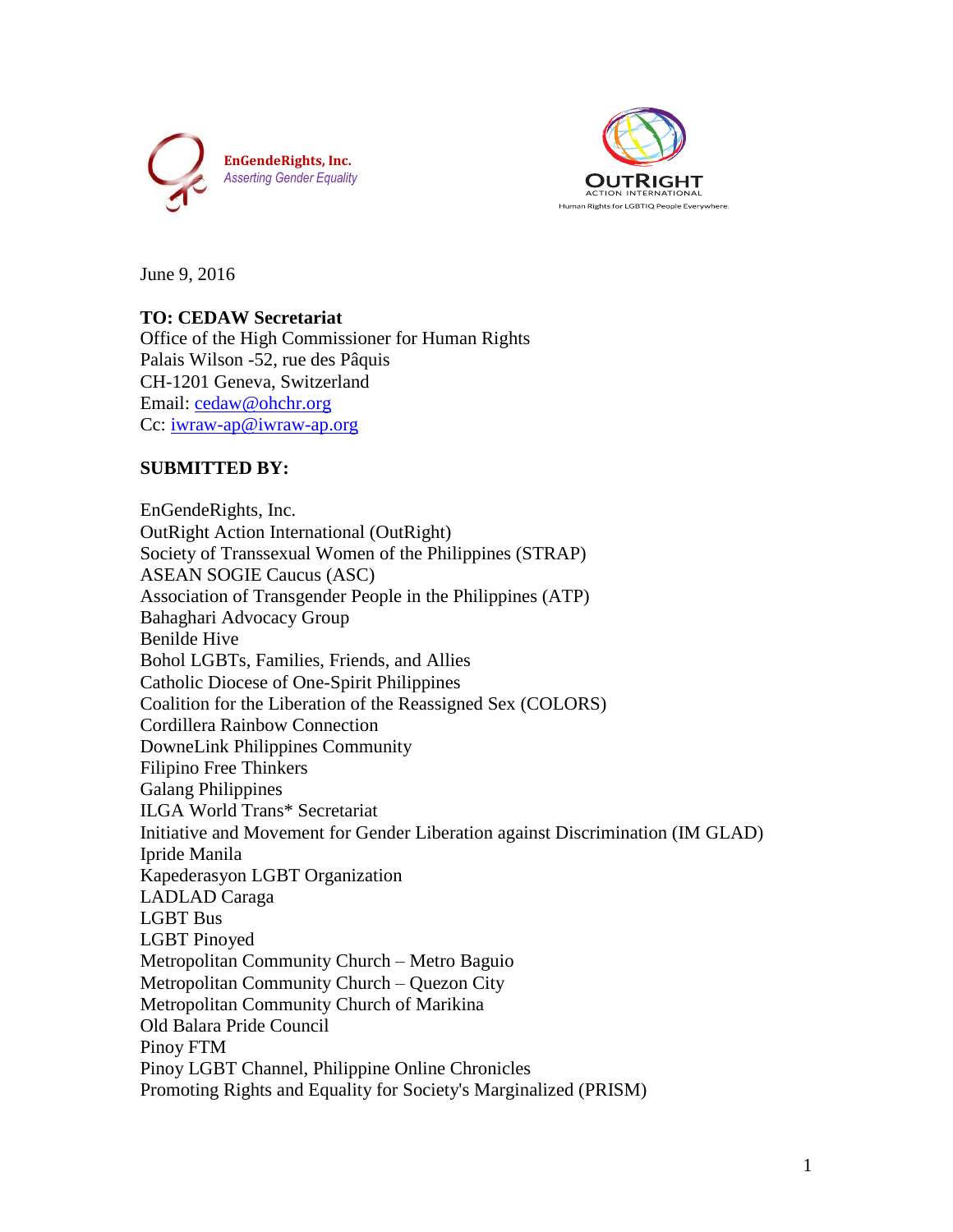EnGendeRights, Inc.
*Asserting Gender Equality*

OUTRIGHT ACTION INTERNATIONAL
Human Rights for LGBTIQ People Everywhere.

June 9, 2016

**TO: CEDAW Secretariat**
Office of the High Commissioner for Human Rights
Palais Wilson -52, rue des Pâquis
CH-1201 Geneva, Switzerland
Email: cedaw@ohchr.org
Cc: iwraw-ap@iwraw-ap.org

**SUBMITTED BY:**

EnGendeRights, Inc.
OutRight Action International (OutRight)
Society of Transsexual Women of the Philippines (STRAP)
ASEAN SOGIE Caucus (ASC)
Association of Transgender People in the Philippines (ATP)
Bahaghari Advocacy Group
Benilde Hive
Bohol LGBTs, Families, Friends, and Allies
Catholic Diocese of One-Spirit Philippines
Coalition for the Liberation of the Reassigned Sex (COLORS)
Cordillera Rainbow Connection
DowneLink Philippines Community
Filipino Free Thinkers
Galang Philippines
ILGA World Trans* Secretariat
Initiative and Movement for Gender Liberation against Discrimination (IM GLAD)
Ipride Manila
Kapederasyon LGBT Organization
LADLAD Caraga
LGBT Bus
LGBT Pinoyed
Metropolitan Community Church – Metro Baguio
Metropolitan Community Church – Quezon City
Metropolitan Community Church of Marikina
Old Balara Pride Council
Pinoy FTM
Pinoy LGBT Channel, Philippine Online Chronicles
Promoting Rights and Equality for Society's Marginalized (PRISM)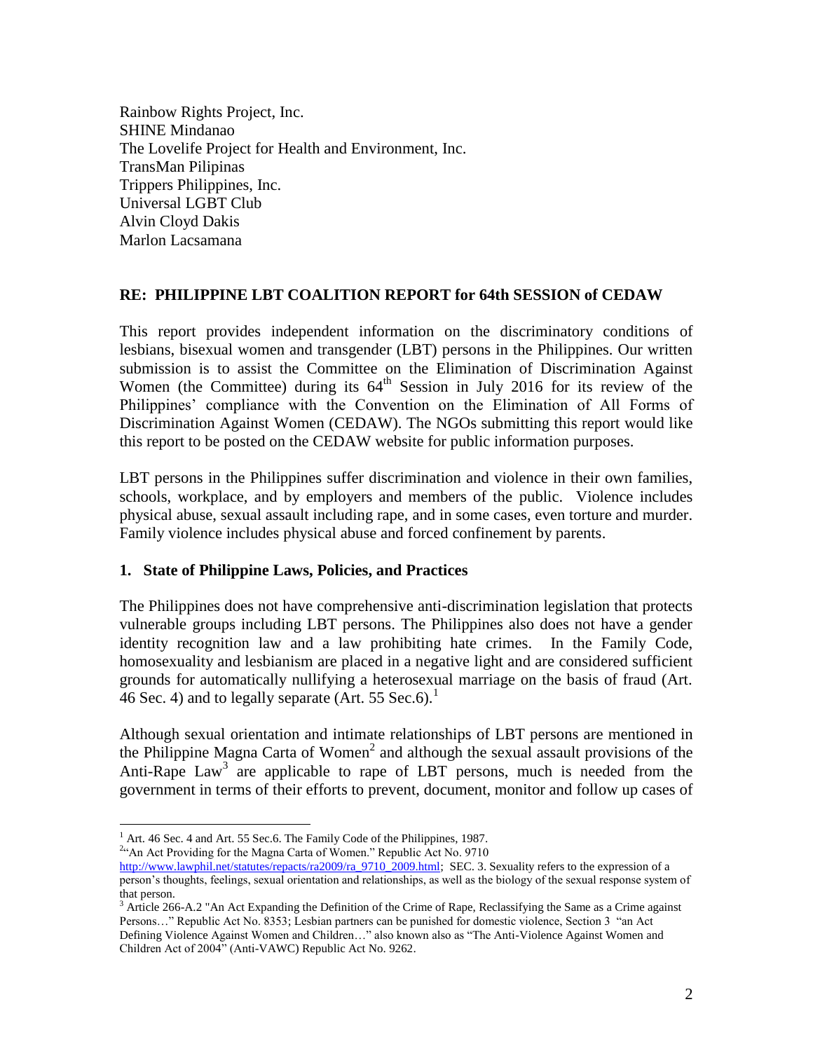Rainbow Rights Project, Inc.
SHINE Mindanao
The Lovelife Project for Health and Environment, Inc.
TransMan Pilipinas
Trippers Philippines, Inc.
Universal LGBT Club
Alvin Cloyd Dakis
Marlon Lacsamana

**RE: PHILIPPINE LBT COALITION REPORT for 64th SESSION of CEDAW**

This report provides independent information on the discriminatory conditions of lesbians, bisexual women and transgender (LBT) persons in the Philippines. Our written submission is to assist the Committee on the Elimination of Discrimination Against Women (the Committee) during its 64th Session in July 2016 for its review of the Philippines' compliance with the Convention on the Elimination of All Forms of Discrimination Against Women (CEDAW). The NGOs submitting this report would like this report to be posted on the CEDAW website for public information purposes.

LBT persons in the Philippines suffer discrimination and violence in their own families, schools, workplace, and by employers and members of the public. Violence includes physical abuse, sexual assault including rape, and in some cases, even torture and murder. Family violence includes physical abuse and forced confinement by parents.

## 1. State of Philippine Laws, Policies, and Practices

The Philippines does not have comprehensive anti-discrimination legislation that protects vulnerable groups including LBT persons. The Philippines also does not have a gender identity recognition law and a law prohibiting hate crimes. In the Family Code, homosexuality and lesbianism are placed in a negative light and are considered sufficient grounds for automatically nullifying a heterosexual marriage on the basis of fraud (Art. 46 Sec. 4) and to legally separate (Art. 55 Sec.6).[1]

Although sexual orientation and intimate relationships of LBT persons are mentioned in the Philippine Magna Carta of Women[2] and although the sexual assault provisions of the Anti-Rape Law[3] are applicable to rape of LBT persons, much is needed from the government in terms of their efforts to prevent, document, monitor and follow up cases of

---

[1] Art. 46 Sec. 4 and Art. 55 Sec.6. The Family Code of the Philippines, 1987.

[2] "An Act Providing for the Magna Carta of Women." Republic Act No. 9710 http://www.lawphil.net/statutes/repacts/ra2009/ra_9710_2009.html; SEC. 3. Sexuality refers to the expression of a person's thoughts, feelings, sexual orientation and relationships, as well as the biology of the sexual response system of that person.

[3] Article 266-A.2 "An Act Expanding the Definition of the Crime of Rape, Reclassifying the Same as a Crime against Persons…" Republic Act No. 8353; Lesbian partners can be punished for domestic violence, Section 3 "an Act Defining Violence Against Women and Children…" also known also as "The Anti-Violence Against Women and Children Act of 2004" (Anti-VAWC) Republic Act No. 9262.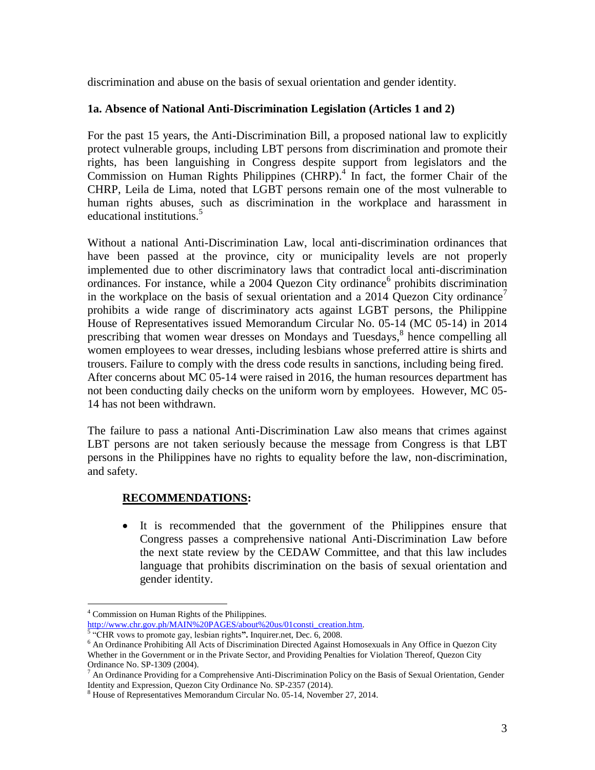discrimination and abuse on the basis of sexual orientation and gender identity.

### 1a. Absence of National Anti-Discrimination Legislation (Articles 1 and 2)

For the past 15 years, the Anti-Discrimination Bill, a proposed national law to explicitly protect vulnerable groups, including LBT persons from discrimination and promote their rights, has been languishing in Congress despite support from legislators and the Commission on Human Rights Philippines (CHRP).[4] In fact, the former Chair of the CHRP, Leila de Lima, noted that LGBT persons remain one of the most vulnerable to human rights abuses, such as discrimination in the workplace and harassment in educational institutions.[5]

Without a national Anti-Discrimination Law, local anti-discrimination ordinances that have been passed at the province, city or municipality levels are not properly implemented due to other discriminatory laws that contradict local anti-discrimination ordinances. For instance, while a 2004 Quezon City ordinance[6] prohibits discrimination in the workplace on the basis of sexual orientation and a 2014 Quezon City ordinance[7] prohibits a wide range of discriminatory acts against LGBT persons, the Philippine House of Representatives issued Memorandum Circular No. 05-14 (MC 05-14) in 2014 prescribing that women wear dresses on Mondays and Tuesdays,[8] hence compelling all women employees to wear dresses, including lesbians whose preferred attire is shirts and trousers. Failure to comply with the dress code results in sanctions, including being fired. After concerns about MC 05-14 were raised in 2016, the human resources department has not been conducting daily checks on the uniform worn by employees. However, MC 05-14 has not been withdrawn.

The failure to pass a national Anti-Discrimination Law also means that crimes against LBT persons are not taken seriously because the message from Congress is that LBT persons in the Philippines have no rights to equality before the law, non-discrimination, and safety.

**<u>RECOMMENDATIONS</u>:**

- It is recommended that the government of the Philippines ensure that Congress passes a comprehensive national Anti-Discrimination Law before the next state review by the CEDAW Committee, and that this law includes language that prohibits discrimination on the basis of sexual orientation and gender identity.

---

[4] Commission on Human Rights of the Philippines. http://www.chr.gov.ph/MAIN%20PAGES/about%20us/01consti_creation.htm.

[5] "CHR vows to promote gay, lesbian rights**".** Inquirer.net, Dec. 6, 2008.

[6] An Ordinance Prohibiting All Acts of Discrimination Directed Against Homosexuals in Any Office in Quezon City Whether in the Government or in the Private Sector, and Providing Penalties for Violation Thereof, Quezon City Ordinance No. SP-1309 (2004).

[7] An Ordinance Providing for a Comprehensive Anti-Discrimination Policy on the Basis of Sexual Orientation, Gender Identity and Expression, Quezon City Ordinance No. SP-2357 (2014).

[8] House of Representatives Memorandum Circular No. 05-14, November 27, 2014.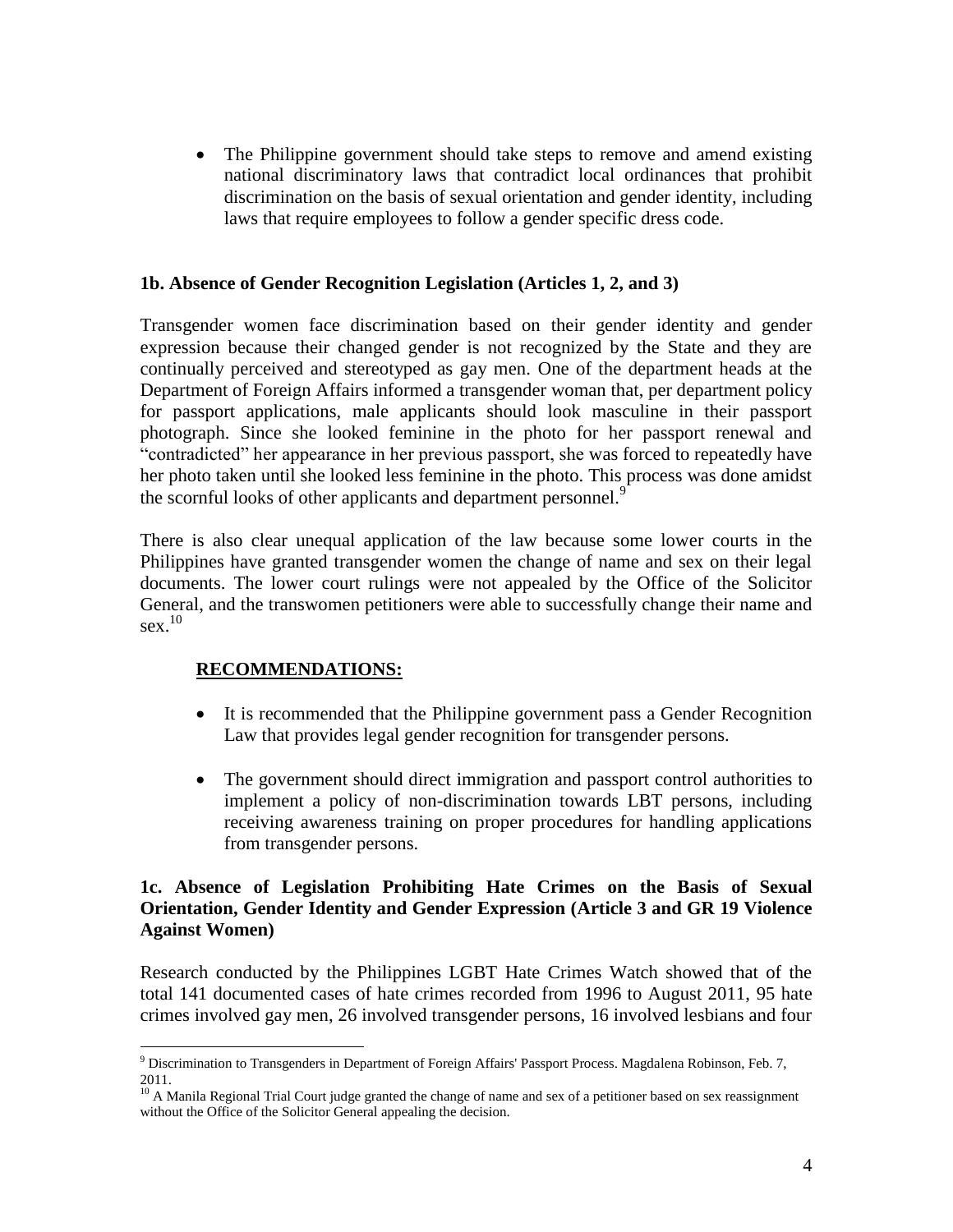- The Philippine government should take steps to remove and amend existing national discriminatory laws that contradict local ordinances that prohibit discrimination on the basis of sexual orientation and gender identity, including laws that require employees to follow a gender specific dress code.

### 1b. Absence of Gender Recognition Legislation (Articles 1, 2, and 3)

Transgender women face discrimination based on their gender identity and gender expression because their changed gender is not recognized by the State and they are continually perceived and stereotyped as gay men. One of the department heads at the Department of Foreign Affairs informed a transgender woman that, per department policy for passport applications, male applicants should look masculine in their passport photograph. Since she looked feminine in the photo for her passport renewal and "contradicted" her appearance in her previous passport, she was forced to repeatedly have her photo taken until she looked less feminine in the photo. This process was done amidst the scornful looks of other applicants and department personnel.[9]

There is also clear unequal application of the law because some lower courts in the Philippines have granted transgender women the change of name and sex on their legal documents. The lower court rulings were not appealed by the Office of the Solicitor General, and the transwomen petitioners were able to successfully change their name and sex.[10]

**RECOMMENDATIONS:**

- It is recommended that the Philippine government pass a Gender Recognition Law that provides legal gender recognition for transgender persons.
- The government should direct immigration and passport control authorities to implement a policy of non-discrimination towards LBT persons, including receiving awareness training on proper procedures for handling applications from transgender persons.

### 1c. Absence of Legislation Prohibiting Hate Crimes on the Basis of Sexual Orientation, Gender Identity and Gender Expression (Article 3 and GR 19 Violence Against Women)

Research conducted by the Philippines LGBT Hate Crimes Watch showed that of the total 141 documented cases of hate crimes recorded from 1996 to August 2011, 95 hate crimes involved gay men, 26 involved transgender persons, 16 involved lesbians and four

---

[9] Discrimination to Transgenders in Department of Foreign Affairs' Passport Process. Magdalena Robinson, Feb. 7, 2011.

[10] A Manila Regional Trial Court judge granted the change of name and sex of a petitioner based on sex reassignment without the Office of the Solicitor General appealing the decision.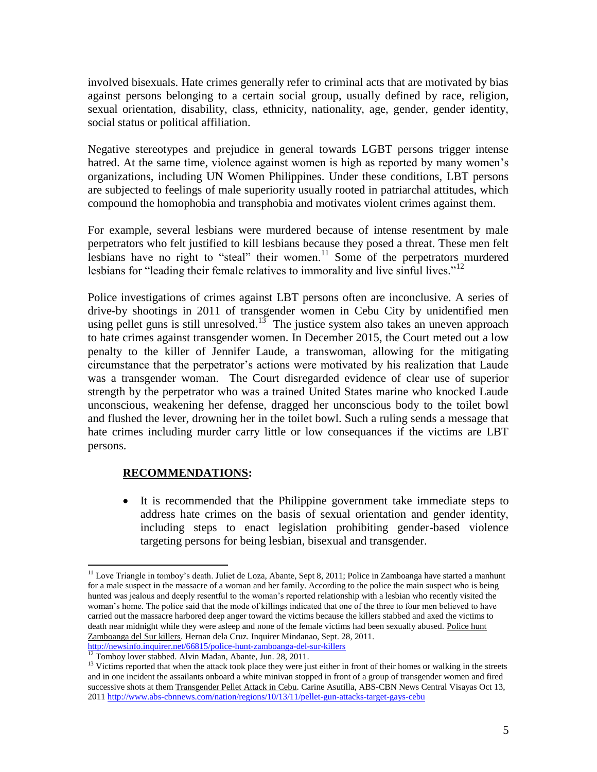involved bisexuals. Hate crimes generally refer to criminal acts that are motivated by bias against persons belonging to a certain social group, usually defined by race, religion, sexual orientation, disability, class, ethnicity, nationality, age, gender, gender identity, social status or political affiliation.

Negative stereotypes and prejudice in general towards LGBT persons trigger intense hatred. At the same time, violence against women is high as reported by many women's organizations, including UN Women Philippines. Under these conditions, LBT persons are subjected to feelings of male superiority usually rooted in patriarchal attitudes, which compound the homophobia and transphobia and motivates violent crimes against them.

For example, several lesbians were murdered because of intense resentment by male perpetrators who felt justified to kill lesbians because they posed a threat. These men felt lesbians have no right to "steal" their women.[11] Some of the perpetrators murdered lesbians for "leading their female relatives to immorality and live sinful lives."[12]

Police investigations of crimes against LBT persons often are inconclusive. A series of drive-by shootings in 2011 of transgender women in Cebu City by unidentified men using pellet guns is still unresolved.[13] The justice system also takes an uneven approach to hate crimes against transgender women. In December 2015, the Court meted out a low penalty to the killer of Jennifer Laude, a transwoman, allowing for the mitigating circumstance that the perpetrator's actions were motivated by his realization that Laude was a transgender woman. The Court disregarded evidence of clear use of superior strength by the perpetrator who was a trained United States marine who knocked Laude unconscious, weakening her defense, dragged her unconscious body to the toilet bowl and flushed the lever, drowning her in the toilet bowl. Such a ruling sends a message that hate crimes including murder carry little or low consequances if the victims are LBT persons.

**RECOMMENDATIONS:**

- It is recommended that the Philippine government take immediate steps to address hate crimes on the basis of sexual orientation and gender identity, including steps to enact legislation prohibiting gender-based violence targeting persons for being lesbian, bisexual and transgender.

---

[11] Love Triangle in tomboy's death. Juliet de Loza, Abante, Sept 8, 2011; Police in Zamboanga have started a manhunt for a male suspect in the massacre of a woman and her family. According to the police the main suspect who is being hunted was jealous and deeply resentful to the woman's reported relationship with a lesbian who recently visited the woman's home. The police said that the mode of killings indicated that one of the three to four men believed to have carried out the massacre harbored deep anger toward the victims because the killers stabbed and axed the victims to death near midnight while they were asleep and none of the female victims had been sexually abused. Police hunt Zamboanga del Sur killers. Hernan dela Cruz. Inquirer Mindanao, Sept. 28, 2011. http://newsinfo.inquirer.net/66815/police-hunt-zamboanga-del-sur-killers

[12] Tomboy lover stabbed. Alvin Madan, Abante, Jun. 28, 2011.

[13] Victims reported that when the attack took place they were just either in front of their homes or walking in the streets and in one incident the assailants onboard a white minivan stopped in front of a group of transgender women and fired successive shots at them Transgender Pellet Attack in Cebu. Carine Asutilla, ABS-CBN News Central Visayas Oct 13, 2011 http://www.abs-cbnnews.com/nation/regions/10/13/11/pellet-gun-attacks-target-gays-cebu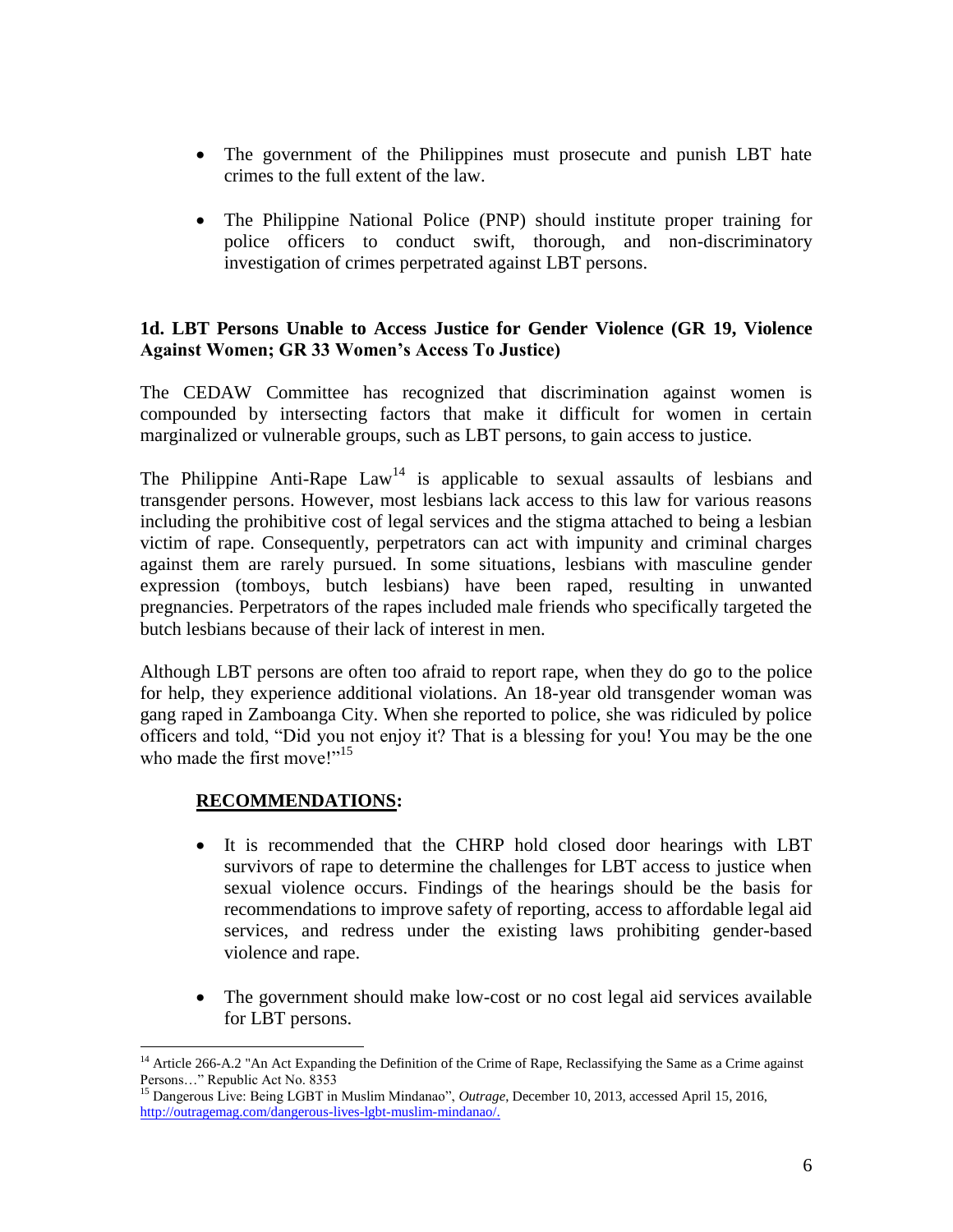- The government of the Philippines must prosecute and punish LBT hate crimes to the full extent of the law.

- The Philippine National Police (PNP) should institute proper training for police officers to conduct swift, thorough, and non-discriminatory investigation of crimes perpetrated against LBT persons.

### 1d. LBT Persons Unable to Access Justice for Gender Violence (GR 19, Violence Against Women; GR 33 Women's Access To Justice)

The CEDAW Committee has recognized that discrimination against women is compounded by intersecting factors that make it difficult for women in certain marginalized or vulnerable groups, such as LBT persons, to gain access to justice.

The Philippine Anti-Rape Law[14] is applicable to sexual assaults of lesbians and transgender persons. However, most lesbians lack access to this law for various reasons including the prohibitive cost of legal services and the stigma attached to being a lesbian victim of rape. Consequently, perpetrators can act with impunity and criminal charges against them are rarely pursued. In some situations, lesbians with masculine gender expression (tomboys, butch lesbians) have been raped, resulting in unwanted pregnancies. Perpetrators of the rapes included male friends who specifically targeted the butch lesbians because of their lack of interest in men.

Although LBT persons are often too afraid to report rape, when they do go to the police for help, they experience additional violations. An 18-year old transgender woman was gang raped in Zamboanga City. When she reported to police, she was ridiculed by police officers and told, "Did you not enjoy it? That is a blessing for you! You may be the one who made the first move!"[15]

**RECOMMENDATIONS:**

- It is recommended that the CHRP hold closed door hearings with LBT survivors of rape to determine the challenges for LBT access to justice when sexual violence occurs. Findings of the hearings should be the basis for recommendations to improve safety of reporting, access to affordable legal aid services, and redress under the existing laws prohibiting gender-based violence and rape.

- The government should make low-cost or no cost legal aid services available for LBT persons.

---

[14] Article 266-A.2 "An Act Expanding the Definition of the Crime of Rape, Reclassifying the Same as a Crime against Persons…" Republic Act No. 8353

[15] Dangerous Live: Being LGBT in Muslim Mindanao", *Outrage*, December 10, 2013, accessed April 15, 2016, http://outragemag.com/dangerous-lives-lgbt-muslim-mindanao/.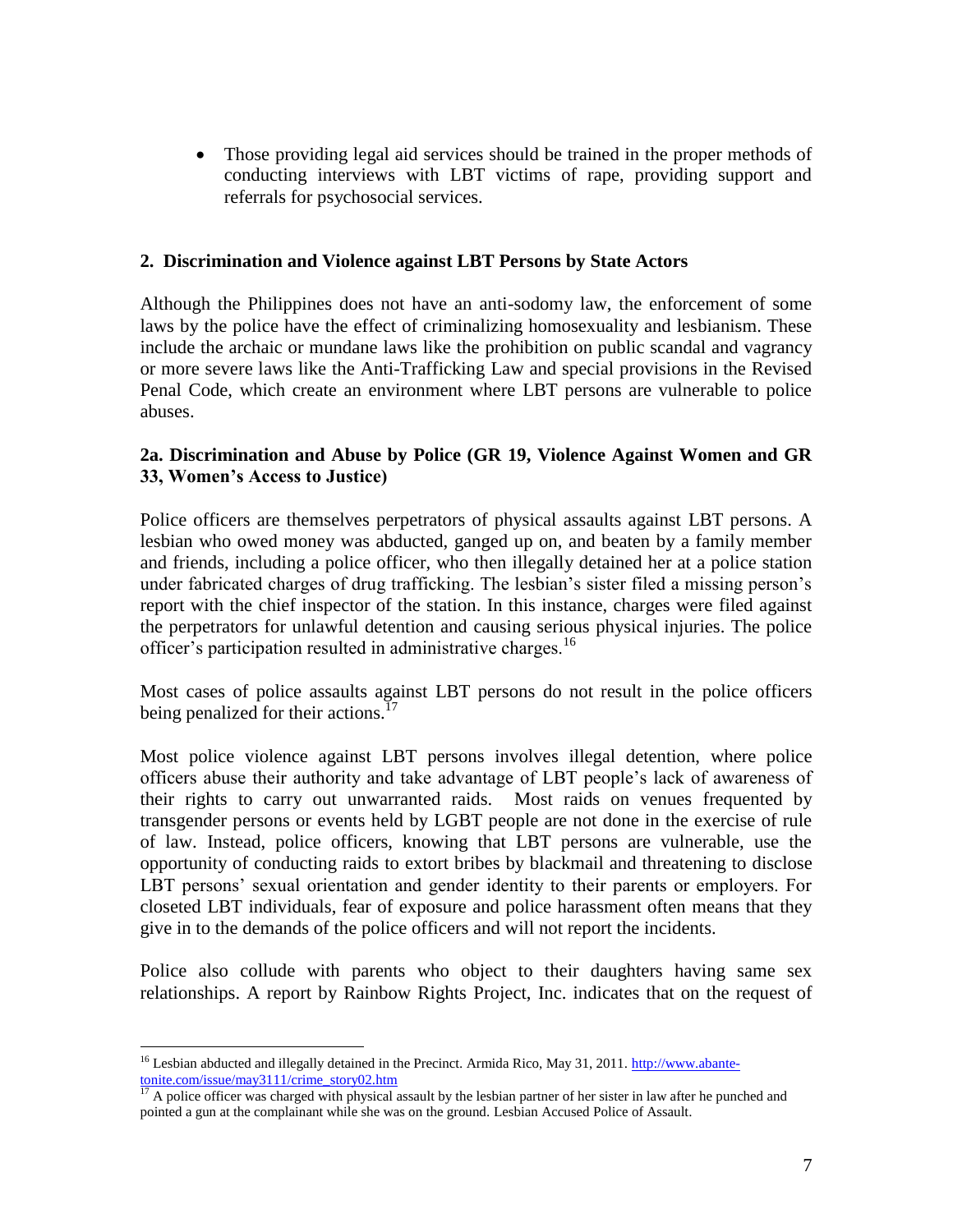- Those providing legal aid services should be trained in the proper methods of conducting interviews with LBT victims of rape, providing support and referrals for psychosocial services.

## 2. Discrimination and Violence against LBT Persons by State Actors

Although the Philippines does not have an anti-sodomy law, the enforcement of some laws by the police have the effect of criminalizing homosexuality and lesbianism. These include the archaic or mundane laws like the prohibition on public scandal and vagrancy or more severe laws like the Anti-Trafficking Law and special provisions in the Revised Penal Code, which create an environment where LBT persons are vulnerable to police abuses.

### 2a. Discrimination and Abuse by Police (GR 19, Violence Against Women and GR 33, Women's Access to Justice)

Police officers are themselves perpetrators of physical assaults against LBT persons. A lesbian who owed money was abducted, ganged up on, and beaten by a family member and friends, including a police officer, who then illegally detained her at a police station under fabricated charges of drug trafficking. The lesbian's sister filed a missing person's report with the chief inspector of the station. In this instance, charges were filed against the perpetrators for unlawful detention and causing serious physical injuries. The police officer's participation resulted in administrative charges.[16]

Most cases of police assaults against LBT persons do not result in the police officers being penalized for their actions.[17]

Most police violence against LBT persons involves illegal detention, where police officers abuse their authority and take advantage of LBT people's lack of awareness of their rights to carry out unwarranted raids. Most raids on venues frequented by transgender persons or events held by LGBT people are not done in the exercise of rule of law. Instead, police officers, knowing that LBT persons are vulnerable, use the opportunity of conducting raids to extort bribes by blackmail and threatening to disclose LBT persons' sexual orientation and gender identity to their parents or employers. For closeted LBT individuals, fear of exposure and police harassment often means that they give in to the demands of the police officers and will not report the incidents.

Police also collude with parents who object to their daughters having same sex relationships. A report by Rainbow Rights Project, Inc. indicates that on the request of

---

[16] Lesbian abducted and illegally detained in the Precinct. Armida Rico, May 31, 2011. http://www.abante-tonite.com/issue/may3111/crime_story02.htm

[17] A police officer was charged with physical assault by the lesbian partner of her sister in law after he punched and pointed a gun at the complainant while she was on the ground. Lesbian Accused Police of Assault.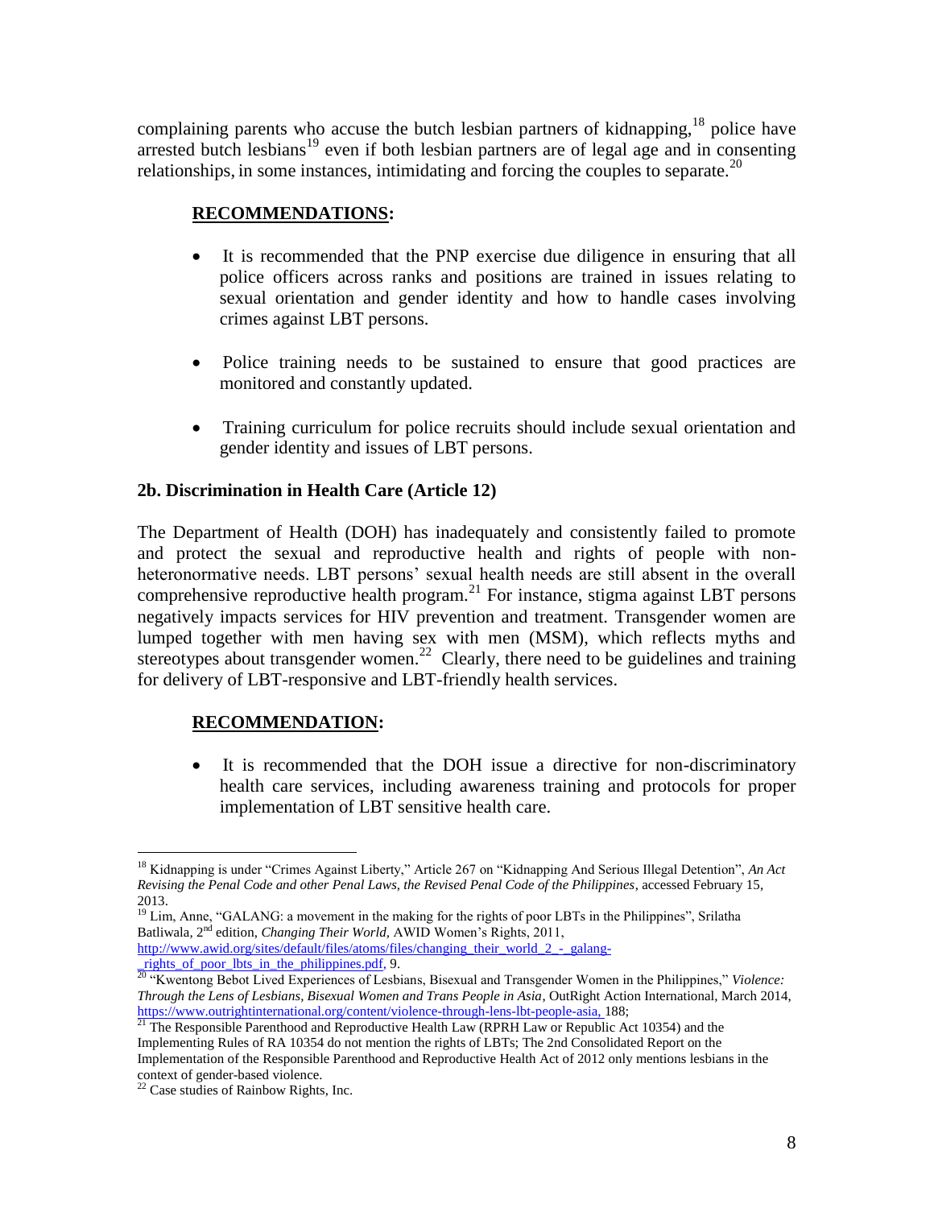complaining parents who accuse the butch lesbian partners of kidnapping,[18] police have arrested butch lesbians[19] even if both lesbian partners are of legal age and in consenting relationships, in some instances, intimidating and forcing the couples to separate.[20]

**RECOMMENDATIONS:**

- It is recommended that the PNP exercise due diligence in ensuring that all police officers across ranks and positions are trained in issues relating to sexual orientation and gender identity and how to handle cases involving crimes against LBT persons.
- Police training needs to be sustained to ensure that good practices are monitored and constantly updated.
- Training curriculum for police recruits should include sexual orientation and gender identity and issues of LBT persons.

### 2b. Discrimination in Health Care (Article 12)

The Department of Health (DOH) has inadequately and consistently failed to promote and protect the sexual and reproductive health and rights of people with non-heteronormative needs. LBT persons' sexual health needs are still absent in the overall comprehensive reproductive health program.[21] For instance, stigma against LBT persons negatively impacts services for HIV prevention and treatment. Transgender women are lumped together with men having sex with men (MSM), which reflects myths and stereotypes about transgender women.[22] Clearly, there need to be guidelines and training for delivery of LBT-responsive and LBT-friendly health services.

**RECOMMENDATION:**

- It is recommended that the DOH issue a directive for non-discriminatory health care services, including awareness training and protocols for proper implementation of LBT sensitive health care.

---

[18] Kidnapping is under "Crimes Against Liberty," Article 267 on "Kidnapping And Serious Illegal Detention", *An Act Revising the Penal Code and other Penal Laws, the Revised Penal Code of the Philippines*, accessed February 15, 2013.

[19] Lim, Anne, "GALANG: a movement in the making for the rights of poor LBTs in the Philippines", Srilatha Batliwala, 2nd edition, *Changing Their World,* AWID Women's Rights, 2011, http://www.awid.org/sites/default/files/atoms/files/changing_their_world_2_-_galang-_rights_of_poor_lbts_in_the_philippines.pdf, 9.

[20] "Kwentong Bebot Lived Experiences of Lesbians, Bisexual and Transgender Women in the Philippines," *Violence: Through the Lens of Lesbians, Bisexual Women and Trans People in Asia*, OutRight Action International, March 2014, https://www.outrightinternational.org/content/violence-through-lens-lbt-people-asia, 188;

[21] The Responsible Parenthood and Reproductive Health Law (RPRH Law or Republic Act 10354) and the Implementing Rules of RA 10354 do not mention the rights of LBTs; The 2nd Consolidated Report on the Implementation of the Responsible Parenthood and Reproductive Health Act of 2012 only mentions lesbians in the context of gender-based violence.

[22] Case studies of Rainbow Rights, Inc.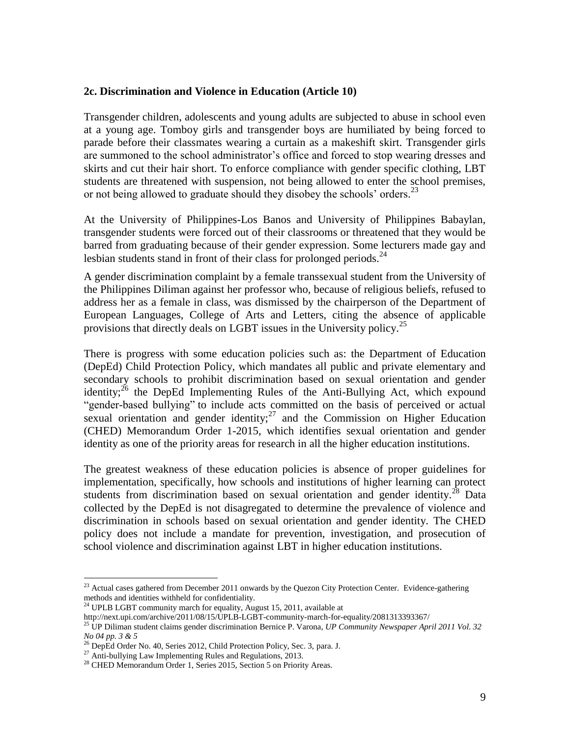### 2c. Discrimination and Violence in Education (Article 10)

Transgender children, adolescents and young adults are subjected to abuse in school even at a young age. Tomboy girls and transgender boys are humiliated by being forced to parade before their classmates wearing a curtain as a makeshift skirt. Transgender girls are summoned to the school administrator's office and forced to stop wearing dresses and skirts and cut their hair short. To enforce compliance with gender specific clothing, LBT students are threatened with suspension, not being allowed to enter the school premises, or not being allowed to graduate should they disobey the schools' orders.[23]

At the University of Philippines-Los Banos and University of Philippines Babaylan, transgender students were forced out of their classrooms or threatened that they would be barred from graduating because of their gender expression. Some lecturers made gay and lesbian students stand in front of their class for prolonged periods.[24]

A gender discrimination complaint by a female transsexual student from the University of the Philippines Diliman against her professor who, because of religious beliefs, refused to address her as a female in class, was dismissed by the chairperson of the Department of European Languages, College of Arts and Letters, citing the absence of applicable provisions that directly deals on LGBT issues in the University policy.[25]

There is progress with some education policies such as: the Department of Education (DepEd) Child Protection Policy, which mandates all public and private elementary and secondary schools to prohibit discrimination based on sexual orientation and gender identity;[26] the DepEd Implementing Rules of the Anti-Bullying Act, which expound "gender-based bullying" to include acts committed on the basis of perceived or actual sexual orientation and gender identity;[27] and the Commission on Higher Education (CHED) Memorandum Order 1-2015, which identifies sexual orientation and gender identity as one of the priority areas for research in all the higher education institutions.

The greatest weakness of these education policies is absence of proper guidelines for implementation, specifically, how schools and institutions of higher learning can protect students from discrimination based on sexual orientation and gender identity.[28] Data collected by the DepEd is not disagregated to determine the prevalence of violence and discrimination in schools based on sexual orientation and gender identity. The CHED policy does not include a mandate for prevention, investigation, and prosecution of school violence and discrimination against LBT in higher education institutions.

---

[23] Actual cases gathered from December 2011 onwards by the Quezon City Protection Center. Evidence-gathering methods and identities withheld for confidentiality.

[24] UPLB LGBT community march for equality, August 15, 2011, available at http://next.upi.com/archive/2011/08/15/UPLB-LGBT-community-march-for-equality/2081313393367/

[25] UP Diliman student claims gender discrimination Bernice P. Varona, *UP Community Newspaper April 2011 Vol. 32 No 04 pp. 3 & 5*

[26] DepEd Order No. 40, Series 2012, Child Protection Policy, Sec. 3, para. J.

[27] Anti-bullying Law Implementing Rules and Regulations, 2013.

[28] CHED Memorandum Order 1, Series 2015, Section 5 on Priority Areas.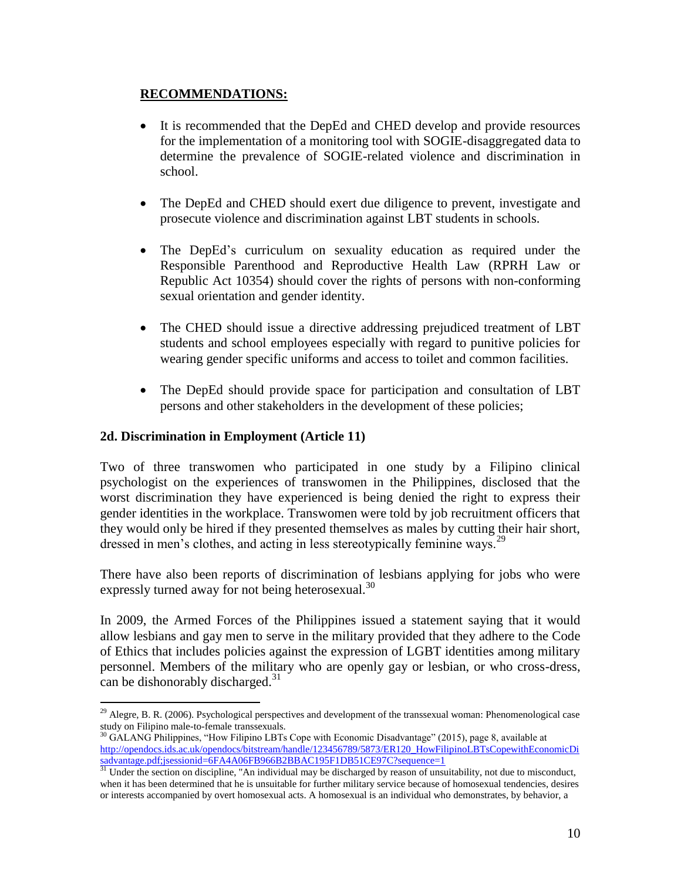**RECOMMENDATIONS:**

- It is recommended that the DepEd and CHED develop and provide resources for the implementation of a monitoring tool with SOGIE-disaggregated data to determine the prevalence of SOGIE-related violence and discrimination in school.

- The DepEd and CHED should exert due diligence to prevent, investigate and prosecute violence and discrimination against LBT students in schools.

- The DepEd's curriculum on sexuality education as required under the Responsible Parenthood and Reproductive Health Law (RPRH Law or Republic Act 10354) should cover the rights of persons with non-conforming sexual orientation and gender identity.

- The CHED should issue a directive addressing prejudiced treatment of LBT students and school employees especially with regard to punitive policies for wearing gender specific uniforms and access to toilet and common facilities.

- The DepEd should provide space for participation and consultation of LBT persons and other stakeholders in the development of these policies;

### 2d. Discrimination in Employment (Article 11)

Two of three transwomen who participated in one study by a Filipino clinical psychologist on the experiences of transwomen in the Philippines, disclosed that the worst discrimination they have experienced is being denied the right to express their gender identities in the workplace. Transwomen were told by job recruitment officers that they would only be hired if they presented themselves as males by cutting their hair short, dressed in men's clothes, and acting in less stereotypically feminine ways.[29]

There have also been reports of discrimination of lesbians applying for jobs who were expressly turned away for not being heterosexual.[30]

In 2009, the Armed Forces of the Philippines issued a statement saying that it would allow lesbians and gay men to serve in the military provided that they adhere to the Code of Ethics that includes policies against the expression of LGBT identities among military personnel. Members of the military who are openly gay or lesbian, or who cross-dress, can be dishonorably discharged.[31]

---

[29] Alegre, B. R. (2006). Psychological perspectives and development of the transsexual woman: Phenomenological case study on Filipino male-to-female transsexuals.

[30] GALANG Philippines, "How Filipino LBTs Cope with Economic Disadvantage" (2015), page 8, available at http://opendocs.ids.ac.uk/opendocs/bitstream/handle/123456789/5873/ER120_HowFilipinoLBTsCopewithEconomicDisadvantage.pdf;jsessionid=6FA4A06FB966B2BBAC195F1DB51CE97C?sequence=1

[31] Under the section on discipline, "An individual may be discharged by reason of unsuitability, not due to misconduct, when it has been determined that he is unsuitable for further military service because of homosexual tendencies, desires or interests accompanied by overt homosexual acts. A homosexual is an individual who demonstrates, by behavior, a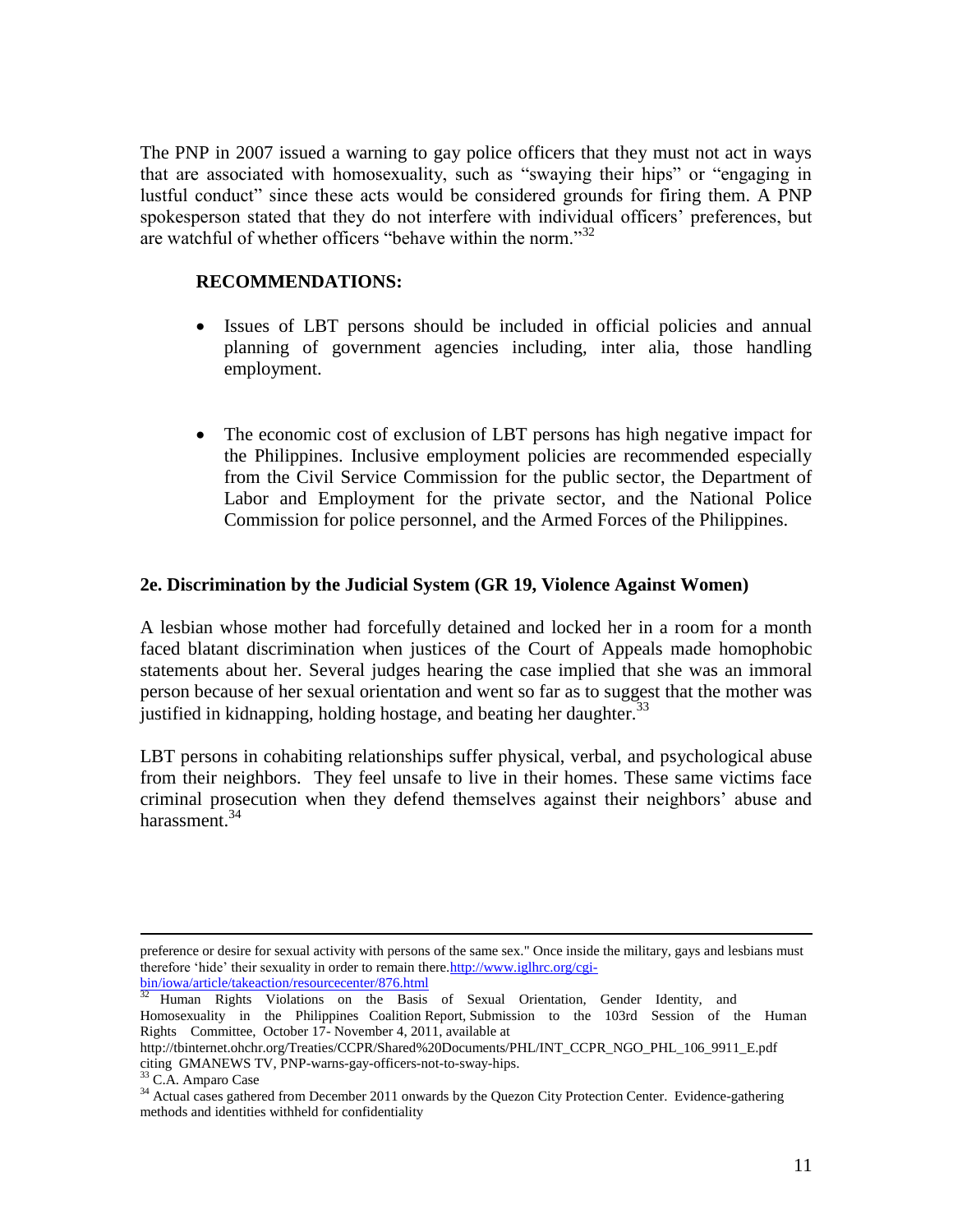The PNP in 2007 issued a warning to gay police officers that they must not act in ways that are associated with homosexuality, such as "swaying their hips" or "engaging in lustful conduct" since these acts would be considered grounds for firing them. A PNP spokesperson stated that they do not interfere with individual officers' preferences, but are watchful of whether officers "behave within the norm."[32]

**RECOMMENDATIONS:**

- Issues of LBT persons should be included in official policies and annual planning of government agencies including, inter alia, those handling employment.
- The economic cost of exclusion of LBT persons has high negative impact for the Philippines. Inclusive employment policies are recommended especially from the Civil Service Commission for the public sector, the Department of Labor and Employment for the private sector, and the National Police Commission for police personnel, and the Armed Forces of the Philippines.

### 2e. Discrimination by the Judicial System (GR 19, Violence Against Women)

A lesbian whose mother had forcefully detained and locked her in a room for a month faced blatant discrimination when justices of the Court of Appeals made homophobic statements about her. Several judges hearing the case implied that she was an immoral person because of her sexual orientation and went so far as to suggest that the mother was justified in kidnapping, holding hostage, and beating her daughter.[33]

LBT persons in cohabiting relationships suffer physical, verbal, and psychological abuse from their neighbors. They feel unsafe to live in their homes. These same victims face criminal prosecution when they defend themselves against their neighbors' abuse and harassment.[34]

---

preference or desire for sexual activity with persons of the same sex." Once inside the military, gays and lesbians must therefore 'hide' their sexuality in order to remain there. http://www.iglhrc.org/cgi-bin/iowa/article/takeaction/resourcecenter/876.html

[32] Human Rights Violations on the Basis of Sexual Orientation, Gender Identity, and Homosexuality in the Philippines Coalition Report, Submission to the 103rd Session of the Human Rights Committee, October 17- November 4, 2011, available at http://tbinternet.ohchr.org/Treaties/CCPR/Shared%20Documents/PHL/INT_CCPR_NGO_PHL_106_9911_E.pdf citing GMANEWS TV, PNP-warns-gay-officers-not-to-sway-hips.

[33] C.A. Amparo Case

[34] Actual cases gathered from December 2011 onwards by the Quezon City Protection Center. Evidence-gathering methods and identities withheld for confidentiality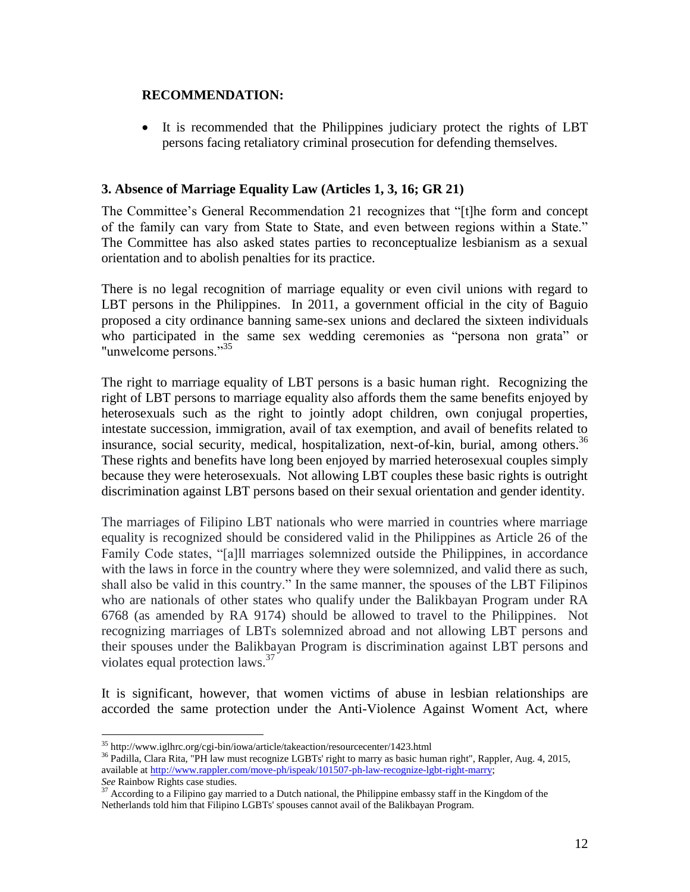**RECOMMENDATION:**

- It is recommended that the Philippines judiciary protect the rights of LBT persons facing retaliatory criminal prosecution for defending themselves.

### 3. Absence of Marriage Equality Law (Articles 1, 3, 16; GR 21)

The Committee's General Recommendation 21 recognizes that "[t]he form and concept of the family can vary from State to State, and even between regions within a State." The Committee has also asked states parties to reconceptualize lesbianism as a sexual orientation and to abolish penalties for its practice.

There is no legal recognition of marriage equality or even civil unions with regard to LBT persons in the Philippines. In 2011, a government official in the city of Baguio proposed a city ordinance banning same-sex unions and declared the sixteen individuals who participated in the same sex wedding ceremonies as "persona non grata" or "unwelcome persons."[35]

The right to marriage equality of LBT persons is a basic human right. Recognizing the right of LBT persons to marriage equality also affords them the same benefits enjoyed by heterosexuals such as the right to jointly adopt children, own conjugal properties, intestate succession, immigration, avail of tax exemption, and avail of benefits related to insurance, social security, medical, hospitalization, next-of-kin, burial, among others.[36] These rights and benefits have long been enjoyed by married heterosexual couples simply because they were heterosexuals. Not allowing LBT couples these basic rights is outright discrimination against LBT persons based on their sexual orientation and gender identity.

The marriages of Filipino LBT nationals who were married in countries where marriage equality is recognized should be considered valid in the Philippines as Article 26 of the Family Code states, "[a]ll marriages solemnized outside the Philippines, in accordance with the laws in force in the country where they were solemnized, and valid there as such, shall also be valid in this country." In the same manner, the spouses of the LBT Filipinos who are nationals of other states who qualify under the Balikbayan Program under RA 6768 (as amended by RA 9174) should be allowed to travel to the Philippines. Not recognizing marriages of LBTs solemnized abroad and not allowing LBT persons and their spouses under the Balikbayan Program is discrimination against LBT persons and violates equal protection laws.[37]

It is significant, however, that women victims of abuse in lesbian relationships are accorded the same protection under the Anti-Violence Against Woment Act, where

---

[35] http://www.iglhrc.org/cgi-bin/iowa/article/takeaction/resourcecenter/1423.html

[36] Padilla, Clara Rita, "PH law must recognize LGBTs' right to marry as basic human right", Rappler, Aug. 4, 2015, available at http://www.rappler.com/move-ph/ispeak/101507-ph-law-recognize-lgbt-right-marry; *See* Rainbow Rights case studies.

[37] According to a Filipino gay married to a Dutch national, the Philippine embassy staff in the Kingdom of the Netherlands told him that Filipino LGBTs' spouses cannot avail of the Balikbayan Program.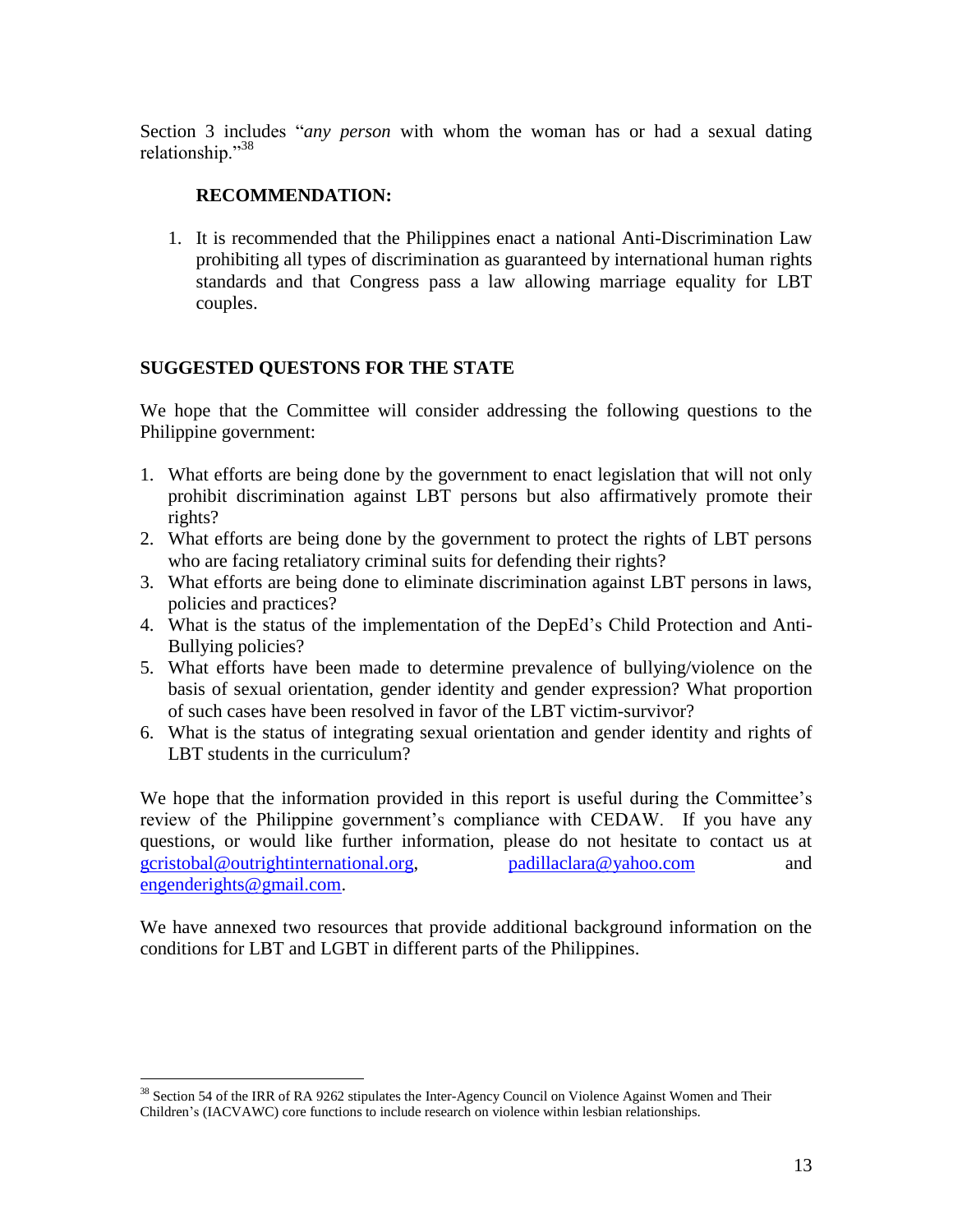Section 3 includes "*any person* with whom the woman has or had a sexual dating relationship."[38]

**RECOMMENDATION:**

1. It is recommended that the Philippines enact a national Anti-Discrimination Law prohibiting all types of discrimination as guaranteed by international human rights standards and that Congress pass a law allowing marriage equality for LBT couples.

## SUGGESTED QUESTONS FOR THE STATE

We hope that the Committee will consider addressing the following questions to the Philippine government:

1. What efforts are being done by the government to enact legislation that will not only prohibit discrimination against LBT persons but also affirmatively promote their rights?
2. What efforts are being done by the government to protect the rights of LBT persons who are facing retaliatory criminal suits for defending their rights?
3. What efforts are being done to eliminate discrimination against LBT persons in laws, policies and practices?
4. What is the status of the implementation of the DepEd's Child Protection and Anti-Bullying policies?
5. What efforts have been made to determine prevalence of bullying/violence on the basis of sexual orientation, gender identity and gender expression? What proportion of such cases have been resolved in favor of the LBT victim-survivor?
6. What is the status of integrating sexual orientation and gender identity and rights of LBT students in the curriculum?

We hope that the information provided in this report is useful during the Committee's review of the Philippine government's compliance with CEDAW. If you have any questions, or would like further information, please do not hesitate to contact us at gcristobal@outrightinternational.org, padillaclara@yahoo.com and engenderights@gmail.com.

We have annexed two resources that provide additional background information on the conditions for LBT and LGBT in different parts of the Philippines.

---

[38] Section 54 of the IRR of RA 9262 stipulates the Inter-Agency Council on Violence Against Women and Their Children's (IACVAWC) core functions to include research on violence within lesbian relationships.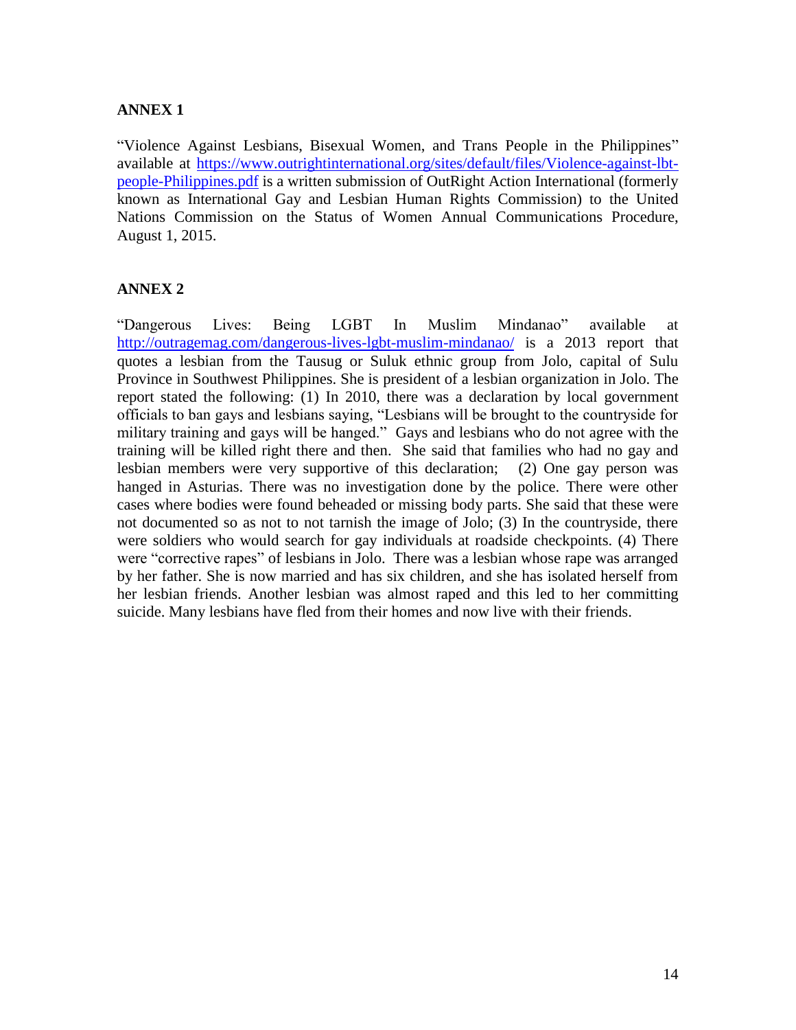**ANNEX 1**

"Violence Against Lesbians, Bisexual Women, and Trans People in the Philippines" available at [https://www.outrightinternational.org/sites/default/files/Violence-against-lbt-people-Philippines.pdf](https://www.outrightinternational.org/sites/default/files/Violence-against-lbt-people-Philippines.pdf) is a written submission of OutRight Action International (formerly known as International Gay and Lesbian Human Rights Commission) to the United Nations Commission on the Status of Women Annual Communications Procedure, August 1, 2015.

**ANNEX 2**

"Dangerous Lives: Being LGBT In Muslim Mindanao" available at [http://outragemag.com/dangerous-lives-lgbt-muslim-mindanao/](http://outragemag.com/dangerous-lives-lgbt-muslim-mindanao/) is a 2013 report that quotes a lesbian from the Tausug or Suluk ethnic group from Jolo, capital of Sulu Province in Southwest Philippines. She is president of a lesbian organization in Jolo. The report stated the following: (1) In 2010, there was a declaration by local government officials to ban gays and lesbians saying, "Lesbians will be brought to the countryside for military training and gays will be hanged." Gays and lesbians who do not agree with the training will be killed right there and then. She said that families who had no gay and lesbian members were very supportive of this declaration; (2) One gay person was hanged in Asturias. There was no investigation done by the police. There were other cases where bodies were found beheaded or missing body parts. She said that these were not documented so as not to not tarnish the image of Jolo; (3) In the countryside, there were soldiers who would search for gay individuals at roadside checkpoints. (4) There were "corrective rapes" of lesbians in Jolo. There was a lesbian whose rape was arranged by her father. She is now married and has six children, and she has isolated herself from her lesbian friends. Another lesbian was almost raped and this led to her committing suicide. Many lesbians have fled from their homes and now live with their friends.